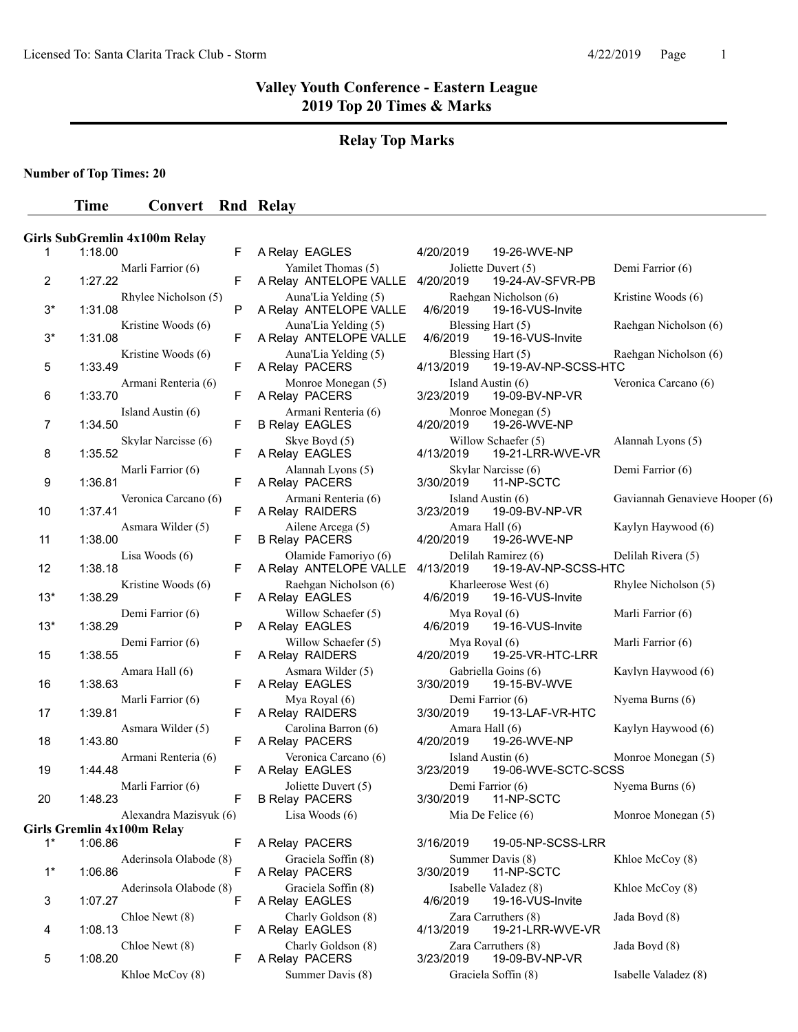# Valley Youth Conference - Eastern League
## 2019 Top 20 Times & Marks

## Relay Top Marks

**Number of Top Times: 20**

### Girls SubGremlin 4x100m Relay

| | Time | Convert | Rnd | Relay | Date | Meet |
|---|---|---|---|---|---|---|
| 1 | 1:18.00 | | F | A Relay EAGLES | 4/20/2019 | 19-26-WVE-NP |
| | | | | Marli Farrior (6), Yamilet Thomas (5), Joliette Duvert (5), Demi Farrior (6) | | |
| 2 | 1:27.22 | | F | A Relay ANTELOPE VALLE | 4/20/2019 | 19-24-AV-SFVR-PB |
| | | | | Rhylee Nicholson (5), Auna'Lia Yelding (5), Raehgan Nicholson (6), Kristine Woods (6) | | |
| 3* | 1:31.08 | | P | A Relay ANTELOPE VALLE | 4/6/2019 | 19-16-VUS-Invite |
| | | | | Kristine Woods (6), Auna'Lia Yelding (5), Blessing Hart (5), Raehgan Nicholson (6) | | |
| 3* | 1:31.08 | | F | A Relay ANTELOPE VALLE | 4/6/2019 | 19-16-VUS-Invite |
| | | | | Kristine Woods (6), Auna'Lia Yelding (5), Blessing Hart (5), Raehgan Nicholson (6) | | |
| 5 | 1:33.49 | | F | A Relay PACERS | 4/13/2019 | 19-19-AV-NP-SCSS-HTC |
| | | | | Armani Renteria (6), Monroe Monegan (5), Island Austin (6), Veronica Carcano (6) | | |
| 6 | 1:33.70 | | F | A Relay PACERS | 3/23/2019 | 19-09-BV-NP-VR |
| | | | | Island Austin (6), Armani Renteria (6), Monroe Monegan (5) | | |
| 7 | 1:34.50 | | F | B Relay EAGLES | 4/20/2019 | 19-26-WVE-NP |
| | | | | Skylar Narcisse (6), Skye Boyd (5), Willow Schaefer (5), Alannah Lyons (5) | | |
| 8 | 1:35.52 | | F | A Relay EAGLES | 4/13/2019 | 19-21-LRR-WVE-VR |
| | | | | Marli Farrior (6), Alannah Lyons (5), Skylar Narcisse (6), Demi Farrior (6) | | |
| 9 | 1:36.81 | | F | A Relay PACERS | 3/30/2019 | 11-NP-SCTC |
| | | | | Veronica Carcano (6), Armani Renteria (6), Island Austin (6), Gaviannah Genavieve Hooper (6) | | |
| 10 | 1:37.41 | | F | A Relay RAIDERS | 3/23/2019 | 19-09-BV-NP-VR |
| | | | | Asmara Wilder (5), Ailene Arcega (5), Amara Hall (6), Kaylyn Haywood (6) | | |
| 11 | 1:38.00 | | F | B Relay PACERS | 4/20/2019 | 19-26-WVE-NP |
| | | | | Lisa Woods (6), Olamide Famoriyo (6), Delilah Ramirez (6), Delilah Rivera (5) | | |
| 12 | 1:38.18 | | F | A Relay ANTELOPE VALLE | 4/13/2019 | 19-19-AV-NP-SCSS-HTC |
| | | | | Kristine Woods (6), Raehgan Nicholson (6), Kharleerose West (6), Rhylee Nicholson (5) | | |
| 13* | 1:38.29 | | F | A Relay EAGLES | 4/6/2019 | 19-16-VUS-Invite |
| | | | | Demi Farrior (6), Willow Schaefer (5), Mya Royal (6), Marli Farrior (6) | | |
| 13* | 1:38.29 | | P | A Relay EAGLES | 4/6/2019 | 19-16-VUS-Invite |
| | | | | Demi Farrior (6), Willow Schaefer (5), Mya Royal (6), Marli Farrior (6) | | |
| 15 | 1:38.55 | | F | A Relay RAIDERS | 4/20/2019 | 19-25-VR-HTC-LRR |
| | | | | Amara Hall (6), Asmara Wilder (5), Gabriella Goins (6), Kaylyn Haywood (6) | | |
| 16 | 1:38.63 | | F | A Relay EAGLES | 3/30/2019 | 19-15-BV-WVE |
| | | | | Marli Farrior (6), Mya Royal (6), Demi Farrior (6), Nyema Burns (6) | | |
| 17 | 1:39.81 | | F | A Relay RAIDERS | 3/30/2019 | 19-13-LAF-VR-HTC |
| | | | | Asmara Wilder (5), Carolina Barron (6), Amara Hall (6), Kaylyn Haywood (6) | | |
| 18 | 1:43.80 | | F | A Relay PACERS | 4/20/2019 | 19-26-WVE-NP |
| | | | | Armani Renteria (6), Veronica Carcano (6), Island Austin (6), Monroe Monegan (5) | | |
| 19 | 1:44.48 | | F | A Relay EAGLES | 3/23/2019 | 19-06-WVE-SCTC-SCSS |
| | | | | Marli Farrior (6), Joliette Duvert (5), Demi Farrior (6), Nyema Burns (6) | | |
| 20 | 1:48.23 | | F | B Relay PACERS | 3/30/2019 | 11-NP-SCTC |
| | | | | Alexandra Mazisyuk (6), Lisa Woods (6), Mia De Felice (6), Monroe Monegan (5) | | |

### Girls Gremlin 4x100m Relay

| | Time | Convert | Rnd | Relay | Date | Meet |
|---|---|---|---|---|---|---|
| 1* | 1:06.86 | | F | A Relay PACERS | 3/16/2019 | 19-05-NP-SCSS-LRR |
| | | | | Aderinsola Olabode (8), Graciela Soffin (8), Summer Davis (8), Khloe McCoy (8) | | |
| 1* | 1:06.86 | | F | A Relay PACERS | 3/30/2019 | 11-NP-SCTC |
| | | | | Aderinsola Olabode (8), Graciela Soffin (8), Isabelle Valadez (8), Khloe McCoy (8) | | |
| 3 | 1:07.27 | | F | A Relay EAGLES | 4/6/2019 | 19-16-VUS-Invite |
| | | | | Chloe Newt (8), Charly Goldson (8), Zara Carruthers (8), Jada Boyd (8) | | |
| 4 | 1:08.13 | | F | A Relay EAGLES | 4/13/2019 | 19-21-LRR-WVE-VR |
| | | | | Chloe Newt (8), Charly Goldson (8), Zara Carruthers (8), Jada Boyd (8) | | |
| 5 | 1:08.20 | | F | A Relay PACERS | 3/23/2019 | 19-09-BV-NP-VR |
| | | | | Khloe McCoy (8), Summer Davis (8), Graciela Soffin (8), Isabelle Valadez (8) | | |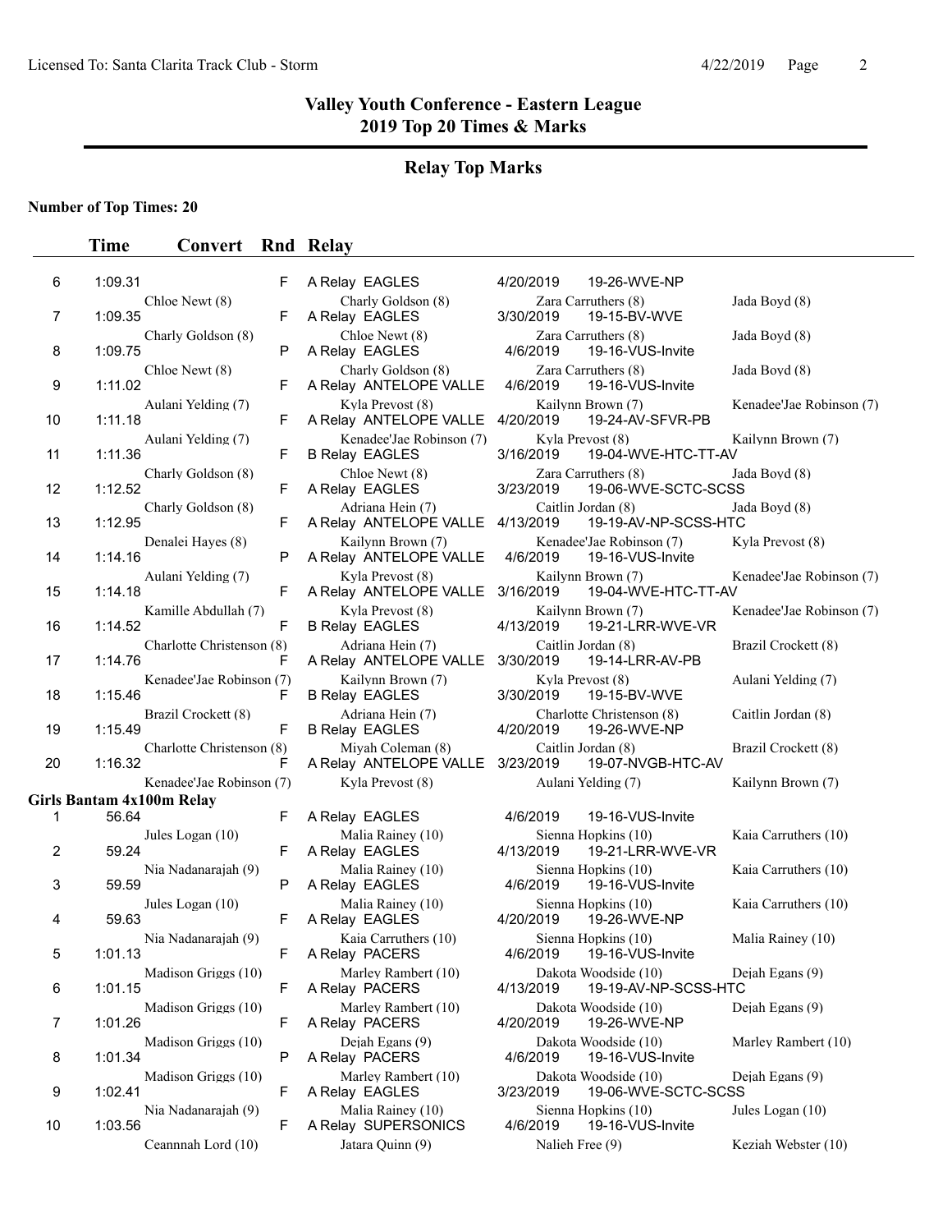# Valley Youth Conference - Eastern League
## 2019 Top 20 Times & Marks

### Relay Top Marks

**Number of Top Times: 20**

| | Time | Convert | Rnd | Relay | | | |
|---|---|---|---|---|---|---|---|
| 6 | 1:09.31 | | F | A Relay EAGLES | 4/20/2019 | 19-26-WVE-NP | |
| | Chloe Newt (8) | | | Charly Goldson (8) | Zara Carruthers (8) | | Jada Boyd (8) |
| 7 | 1:09.35 | | F | A Relay EAGLES | 3/30/2019 | 19-15-BV-WVE | |
| | Charly Goldson (8) | | | Chloe Newt (8) | Zara Carruthers (8) | | Jada Boyd (8) |
| 8 | 1:09.75 | | P | A Relay EAGLES | 4/6/2019 | 19-16-VUS-Invite | |
| | Chloe Newt (8) | | | Charly Goldson (8) | Zara Carruthers (8) | | Jada Boyd (8) |
| 9 | 1:11.02 | | F | A Relay ANTELOPE VALLE | 4/6/2019 | 19-16-VUS-Invite | |
| | Aulani Yelding (7) | | | Kyla Prevost (8) | Kailynn Brown (7) | | Kenadee'Jae Robinson (7) |
| 10 | 1:11.18 | | F | A Relay ANTELOPE VALLE | 4/20/2019 | 19-24-AV-SFVR-PB | |
| | Aulani Yelding (7) | | | Kenadee'Jae Robinson (7) | Kyla Prevost (8) | | Kailynn Brown (7) |
| 11 | 1:11.36 | | F | B Relay EAGLES | 3/16/2019 | 19-04-WVE-HTC-TT-AV | |
| | Charly Goldson (8) | | | Chloe Newt (8) | Zara Carruthers (8) | | Jada Boyd (8) |
| 12 | 1:12.52 | | F | A Relay EAGLES | 3/23/2019 | 19-06-WVE-SCTC-SCSS | |
| | Charly Goldson (8) | | | Adriana Hein (7) | Caitlin Jordan (8) | | Jada Boyd (8) |
| 13 | 1:12.95 | | F | A Relay ANTELOPE VALLE | 4/13/2019 | 19-19-AV-NP-SCSS-HTC | |
| | Denalei Hayes (8) | | | Kailynn Brown (7) | Kenadee'Jae Robinson (7) | | Kyla Prevost (8) |
| 14 | 1:14.16 | | P | A Relay ANTELOPE VALLE | 4/6/2019 | 19-16-VUS-Invite | |
| | Aulani Yelding (7) | | | Kyla Prevost (8) | Kailynn Brown (7) | | Kenadee'Jae Robinson (7) |
| 15 | 1:14.18 | | F | A Relay ANTELOPE VALLE | 3/16/2019 | 19-04-WVE-HTC-TT-AV | |
| | Kamille Abdullah (7) | | | Kyla Prevost (8) | Kailynn Brown (7) | | Kenadee'Jae Robinson (7) |
| 16 | 1:14.52 | | F | B Relay EAGLES | 4/13/2019 | 19-21-LRR-WVE-VR | |
| | Charlotte Christenson (8) | | | Adriana Hein (7) | Caitlin Jordan (8) | | Brazil Crockett (8) |
| 17 | 1:14.76 | | F | A Relay ANTELOPE VALLE | 3/30/2019 | 19-14-LRR-AV-PB | |
| | Kenadee'Jae Robinson (7) | | | Kailynn Brown (7) | Kyla Prevost (8) | | Aulani Yelding (7) |
| 18 | 1:15.46 | | F | B Relay EAGLES | 3/30/2019 | 19-15-BV-WVE | |
| | Brazil Crockett (8) | | | Adriana Hein (7) | Charlotte Christenson (8) | | Caitlin Jordan (8) |
| 19 | 1:15.49 | | F | B Relay EAGLES | 4/20/2019 | 19-26-WVE-NP | |
| | Charlotte Christenson (8) | | | Miyah Coleman (8) | Caitlin Jordan (8) | | Brazil Crockett (8) |
| 20 | 1:16.32 | | F | A Relay ANTELOPE VALLE | 3/23/2019 | 19-07-NVGB-HTC-AV | |
| | Kenadee'Jae Robinson (7) | | | Kyla Prevost (8) | Aulani Yelding (7) | | Kailynn Brown (7) |

**Girls Bantam 4x100m Relay**

| | Time | Convert | Rnd | Relay | | | |
|---|---|---|---|---|---|---|---|
| 1 | 56.64 | | F | A Relay EAGLES | 4/6/2019 | 19-16-VUS-Invite | |
| | Jules Logan (10) | | | Malia Rainey (10) | Sienna Hopkins (10) | | Kaia Carruthers (10) |
| 2 | 59.24 | | F | A Relay EAGLES | 4/13/2019 | 19-21-LRR-WVE-VR | |
| | Nia Nadanarajah (9) | | | Malia Rainey (10) | Sienna Hopkins (10) | | Kaia Carruthers (10) |
| 3 | 59.59 | | P | A Relay EAGLES | 4/6/2019 | 19-16-VUS-Invite | |
| | Jules Logan (10) | | | Malia Rainey (10) | Sienna Hopkins (10) | | Kaia Carruthers (10) |
| 4 | 59.63 | | F | A Relay EAGLES | 4/20/2019 | 19-26-WVE-NP | |
| | Nia Nadanarajah (9) | | | Kaia Carruthers (10) | Sienna Hopkins (10) | | Malia Rainey (10) |
| 5 | 1:01.13 | | F | A Relay PACERS | 4/6/2019 | 19-16-VUS-Invite | |
| | Madison Griggs (10) | | | Marley Rambert (10) | Dakota Woodside (10) | | Dejah Egans (9) |
| 6 | 1:01.15 | | F | A Relay PACERS | 4/13/2019 | 19-19-AV-NP-SCSS-HTC | |
| | Madison Griggs (10) | | | Marley Rambert (10) | Dakota Woodside (10) | | Dejah Egans (9) |
| 7 | 1:01.26 | | F | A Relay PACERS | 4/20/2019 | 19-26-WVE-NP | |
| | Madison Griggs (10) | | | Dejah Egans (9) | Dakota Woodside (10) | | Marley Rambert (10) |
| 8 | 1:01.34 | | P | A Relay PACERS | 4/6/2019 | 19-16-VUS-Invite | |
| | Madison Griggs (10) | | | Marley Rambert (10) | Dakota Woodside (10) | | Dejah Egans (9) |
| 9 | 1:02.41 | | F | A Relay EAGLES | 3/23/2019 | 19-06-WVE-SCTC-SCSS | |
| | Nia Nadanarajah (9) | | | Malia Rainey (10) | Sienna Hopkins (10) | | Jules Logan (10) |
| 10 | 1:03.56 | | F | A Relay SUPERSONICS | 4/6/2019 | 19-16-VUS-Invite | |
| | Ceannnah Lord (10) | | | Jatara Quinn (9) | Nalieh Free (9) | | Keziah Webster (10) |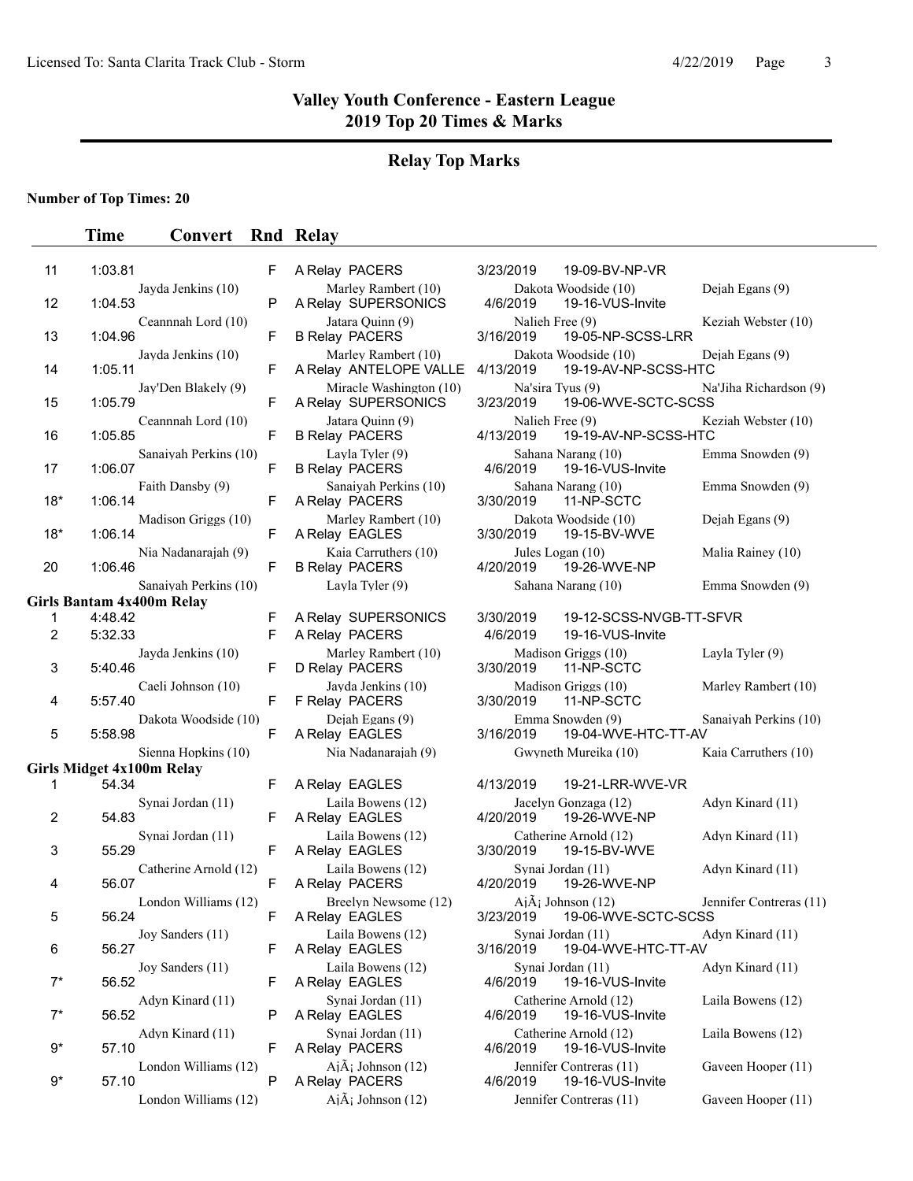# Valley Youth Conference - Eastern League
## 2019 Top 20 Times & Marks

### Relay Top Marks

**Number of Top Times: 20**

| | Time | Convert | Rnd | Relay | Date | Meet | |
|---|---|---|---|---|---|---|---|
| 11 | 1:03.81 | | F | A Relay PACERS | 3/23/2019 | 19-09-BV-NP-VR | |
| | Jayda Jenkins (10) | | | Marley Rambert (10) | Dakota Woodside (10) | | Dejah Egans (9) |
| 12 | 1:04.53 | | P | A Relay SUPERSONICS | 4/6/2019 | 19-16-VUS-Invite | |
| | Ceannnah Lord (10) | | | Jatara Quinn (9) | Nalieh Free (9) | | Keziah Webster (10) |
| 13 | 1:04.96 | | F | B Relay PACERS | 3/16/2019 | 19-05-NP-SCSS-LRR | |
| | Jayda Jenkins (10) | | | Marley Rambert (10) | Dakota Woodside (10) | | Dejah Egans (9) |
| 14 | 1:05.11 | | F | A Relay ANTELOPE VALLE | 4/13/2019 | 19-19-AV-NP-SCSS-HTC | |
| | Jay'Den Blakely (9) | | | Miracle Washington (10) | Na'sira Tyus (9) | | Na'Jiha Richardson (9) |
| 15 | 1:05.79 | | F | A Relay SUPERSONICS | 3/23/2019 | 19-06-WVE-SCTC-SCSS | |
| | Ceannnah Lord (10) | | | Jatara Quinn (9) | Nalieh Free (9) | | Keziah Webster (10) |
| 16 | 1:05.85 | | F | B Relay PACERS | 4/13/2019 | 19-19-AV-NP-SCSS-HTC | |
| | Sanaiyah Perkins (10) | | | Layla Tyler (9) | Sahana Narang (10) | | Emma Snowden (9) |
| 17 | 1:06.07 | | F | B Relay PACERS | 4/6/2019 | 19-16-VUS-Invite | |
| | Faith Dansby (9) | | | Sanaiyah Perkins (10) | Sahana Narang (10) | | Emma Snowden (9) |
| 18* | 1:06.14 | | F | A Relay PACERS | 3/30/2019 | 11-NP-SCTC | |
| | Madison Griggs (10) | | | Marley Rambert (10) | Dakota Woodside (10) | | Dejah Egans (9) |
| 18* | 1:06.14 | | F | A Relay EAGLES | 3/30/2019 | 19-15-BV-WVE | |
| | Nia Nadanarajah (9) | | | Kaia Carruthers (10) | Jules Logan (10) | | Malia Rainey (10) |
| 20 | 1:06.46 | | F | B Relay PACERS | 4/20/2019 | 19-26-WVE-NP | |
| | Sanaiyah Perkins (10) | | | Layla Tyler (9) | Sahana Narang (10) | | Emma Snowden (9) |

**Girls Bantam 4x400m Relay**

| | Time | Convert | Rnd | Relay | Date | Meet | |
|---|---|---|---|---|---|---|---|
| 1 | 4:48.42 | | F | A Relay SUPERSONICS | 3/30/2019 | 19-12-SCSS-NVGB-TT-SFVR | |
| 2 | 5:32.33 | | F | A Relay PACERS | 4/6/2019 | 19-16-VUS-Invite | |
| | Jayda Jenkins (10) | | | Marley Rambert (10) | Madison Griggs (10) | | Layla Tyler (9) |
| 3 | 5:40.46 | | F | D Relay PACERS | 3/30/2019 | 11-NP-SCTC | |
| | Caeli Johnson (10) | | | Jayda Jenkins (10) | Madison Griggs (10) | | Marley Rambert (10) |
| 4 | 5:57.40 | | F | F Relay PACERS | 3/30/2019 | 11-NP-SCTC | |
| | Dakota Woodside (10) | | | Dejah Egans (9) | Emma Snowden (9) | | Sanaiyah Perkins (10) |
| 5 | 5:58.98 | | F | A Relay EAGLES | 3/16/2019 | 19-04-WVE-HTC-TT-AV | |
| | Sienna Hopkins (10) | | | Nia Nadanarajah (9) | Gwyneth Mureika (10) | | Kaia Carruthers (10) |

**Girls Midget 4x100m Relay**

| | Time | Convert | Rnd | Relay | Date | Meet | |
|---|---|---|---|---|---|---|---|
| 1 | 54.34 | | F | A Relay EAGLES | 4/13/2019 | 19-21-LRR-WVE-VR | |
| | Synai Jordan (11) | | | Laila Bowens (12) | Jacelyn Gonzaga (12) | | Adyn Kinard (11) |
| 2 | 54.83 | | F | A Relay EAGLES | 4/20/2019 | 19-26-WVE-NP | |
| | Synai Jordan (11) | | | Laila Bowens (12) | Catherine Arnold (12) | | Adyn Kinard (11) |
| 3 | 55.29 | | F | A Relay EAGLES | 3/30/2019 | 19-15-BV-WVE | |
| | Catherine Arnold (12) | | | Laila Bowens (12) | Synai Jordan (11) | | Adyn Kinard (11) |
| 4 | 56.07 | | F | A Relay PACERS | 4/20/2019 | 19-26-WVE-NP | |
| | London Williams (12) | | | Breelyn Newsome (12) | AjÃ¡ Johnson (12) | | Jennifer Contreras (11) |
| 5 | 56.24 | | F | A Relay EAGLES | 3/23/2019 | 19-06-WVE-SCTC-SCSS | |
| | Joy Sanders (11) | | | Laila Bowens (12) | Synai Jordan (11) | | Adyn Kinard (11) |
| 6 | 56.27 | | F | A Relay EAGLES | 3/16/2019 | 19-04-WVE-HTC-TT-AV | |
| | Joy Sanders (11) | | | Laila Bowens (12) | Synai Jordan (11) | | Adyn Kinard (11) |
| 7* | 56.52 | | F | A Relay EAGLES | 4/6/2019 | 19-16-VUS-Invite | |
| | Adyn Kinard (11) | | | Synai Jordan (11) | Catherine Arnold (12) | | Laila Bowens (12) |
| 7* | 56.52 | | P | A Relay EAGLES | 4/6/2019 | 19-16-VUS-Invite | |
| | Adyn Kinard (11) | | | Synai Jordan (11) | Catherine Arnold (12) | | Laila Bowens (12) |
| 9* | 57.10 | | F | A Relay PACERS | 4/6/2019 | 19-16-VUS-Invite | |
| | London Williams (12) | | | AjÃ¡ Johnson (12) | Jennifer Contreras (11) | | Gaveen Hooper (11) |
| 9* | 57.10 | | P | A Relay PACERS | 4/6/2019 | 19-16-VUS-Invite | |
| | London Williams (12) | | | AjÃ¡ Johnson (12) | Jennifer Contreras (11) | | Gaveen Hooper (11) |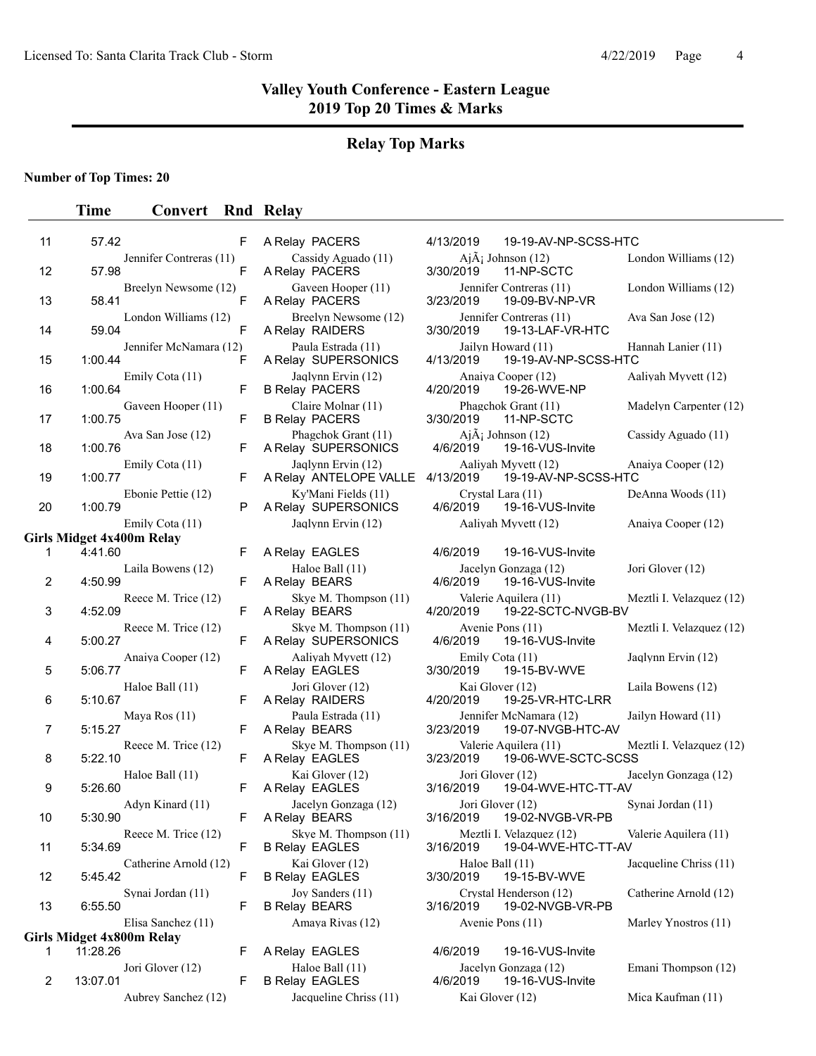# Valley Youth Conference - Eastern League
## 2019 Top 20 Times & Marks

### Relay Top Marks

**Number of Top Times: 20**

| | Time | Convert | Rnd | Relay | | |
|---|---|---|---|---|---|---|
| 11 | 57.42 | | F | A Relay PACERS | 4/13/2019 | 19-19-AV-NP-SCSS-HTC |
| | Jennifer Contreras (11) | | | Cassidy Aguado (11) | AjÃ¡ Johnson (12) | London Williams (12) |
| 12 | 57.98 | | F | A Relay PACERS | 3/30/2019 | 11-NP-SCTC |
| | Breelyn Newsome (12) | | | Gaveen Hooper (11) | Jennifer Contreras (11) | London Williams (12) |
| 13 | 58.41 | | F | A Relay PACERS | 3/23/2019 | 19-09-BV-NP-VR |
| | London Williams (12) | | | Breelyn Newsome (12) | Jennifer Contreras (11) | Ava San Jose (12) |
| 14 | 59.04 | | F | A Relay RAIDERS | 3/30/2019 | 19-13-LAF-VR-HTC |
| | Jennifer McNamara (12) | | | Paula Estrada (11) | Jailyn Howard (11) | Hannah Lanier (11) |
| 15 | 1:00.44 | | F | A Relay SUPERSONICS | 4/13/2019 | 19-19-AV-NP-SCSS-HTC |
| | Emily Cota (11) | | | Jaqlynn Ervin (12) | Anaiya Cooper (12) | Aaliyah Myvett (12) |
| 16 | 1:00.64 | | F | B Relay PACERS | 4/20/2019 | 19-26-WVE-NP |
| | Gaveen Hooper (11) | | | Claire Molnar (11) | Phagchok Grant (11) | Madelyn Carpenter (12) |
| 17 | 1:00.75 | | F | B Relay PACERS | 3/30/2019 | 11-NP-SCTC |
| | Ava San Jose (12) | | | Phagchok Grant (11) | AjÃ¡ Johnson (12) | Cassidy Aguado (11) |
| 18 | 1:00.76 | | F | A Relay SUPERSONICS | 4/6/2019 | 19-16-VUS-Invite |
| | Emily Cota (11) | | | Jaqlynn Ervin (12) | Aaliyah Myvett (12) | Anaiya Cooper (12) |
| 19 | 1:00.77 | | F | A Relay ANTELOPE VALLE | 4/13/2019 | 19-19-AV-NP-SCSS-HTC |
| | Ebonie Pettie (12) | | | Ky'Mani Fields (11) | Crystal Lara (11) | DeAnna Woods (11) |
| 20 | 1:00.79 | | P | A Relay SUPERSONICS | 4/6/2019 | 19-16-VUS-Invite |
| | Emily Cota (11) | | | Jaqlynn Ervin (12) | Aaliyah Myvett (12) | Anaiya Cooper (12) |
| **Girls Midget 4x400m Relay** | | | | | | |
| 1 | 4:41.60 | | F | A Relay EAGLES | 4/6/2019 | 19-16-VUS-Invite |
| | Laila Bowens (12) | | | Haloe Ball (11) | Jacelyn Gonzaga (12) | Jori Glover (12) |
| 2 | 4:50.99 | | F | A Relay BEARS | 4/6/2019 | 19-16-VUS-Invite |
| | Reece M. Trice (12) | | | Skye M. Thompson (11) | Valerie Aquilera (11) | Meztli I. Velazquez (12) |
| 3 | 4:52.09 | | F | A Relay BEARS | 4/20/2019 | 19-22-SCTC-NVGB-BV |
| | Reece M. Trice (12) | | | Skye M. Thompson (11) | Avenie Pons (11) | Meztli I. Velazquez (12) |
| 4 | 5:00.27 | | F | A Relay SUPERSONICS | 4/6/2019 | 19-16-VUS-Invite |
| | Anaiya Cooper (12) | | | Aaliyah Myvett (12) | Emily Cota (11) | Jaqlynn Ervin (12) |
| 5 | 5:06.77 | | F | A Relay EAGLES | 3/30/2019 | 19-15-BV-WVE |
| | Haloe Ball (11) | | | Jori Glover (12) | Kai Glover (12) | Laila Bowens (12) |
| 6 | 5:10.67 | | F | A Relay RAIDERS | 4/20/2019 | 19-25-VR-HTC-LRR |
| | Maya Ros (11) | | | Paula Estrada (11) | Jennifer McNamara (12) | Jailyn Howard (11) |
| 7 | 5:15.27 | | F | A Relay BEARS | 3/23/2019 | 19-07-NVGB-HTC-AV |
| | Reece M. Trice (12) | | | Skye M. Thompson (11) | Valerie Aquilera (11) | Meztli I. Velazquez (12) |
| 8 | 5:22.10 | | F | A Relay EAGLES | 3/23/2019 | 19-06-WVE-SCTC-SCSS |
| | Haloe Ball (11) | | | Kai Glover (12) | Jori Glover (12) | Jacelyn Gonzaga (12) |
| 9 | 5:26.60 | | F | A Relay EAGLES | 3/16/2019 | 19-04-WVE-HTC-TT-AV |
| | Adyn Kinard (11) | | | Jacelyn Gonzaga (12) | Jori Glover (12) | Synai Jordan (11) |
| 10 | 5:30.90 | | F | A Relay BEARS | 3/16/2019 | 19-02-NVGB-VR-PB |
| | Reece M. Trice (12) | | | Skye M. Thompson (11) | Meztli I. Velazquez (12) | Valerie Aquilera (11) |
| 11 | 5:34.69 | | F | B Relay EAGLES | 3/16/2019 | 19-04-WVE-HTC-TT-AV |
| | Catherine Arnold (12) | | | Kai Glover (12) | Haloe Ball (11) | Jacqueline Chriss (11) |
| 12 | 5:45.42 | | F | B Relay EAGLES | 3/30/2019 | 19-15-BV-WVE |
| | Synai Jordan (11) | | | Joy Sanders (11) | Crystal Henderson (12) | Catherine Arnold (12) |
| 13 | 6:55.50 | | F | B Relay BEARS | 3/16/2019 | 19-02-NVGB-VR-PB |
| | Elisa Sanchez (11) | | | Amaya Rivas (12) | Avenie Pons (11) | Marley Ynostros (11) |
| **Girls Midget 4x800m Relay** | | | | | | |
| 1 | 11:28.26 | | F | A Relay EAGLES | 4/6/2019 | 19-16-VUS-Invite |
| | Jori Glover (12) | | | Haloe Ball (11) | Jacelyn Gonzaga (12) | Emani Thompson (12) |
| 2 | 13:07.01 | | F | B Relay EAGLES | 4/6/2019 | 19-16-VUS-Invite |
| | Aubrey Sanchez (12) | | | Jacqueline Chriss (11) | Kai Glover (12) | Mica Kaufman (11) |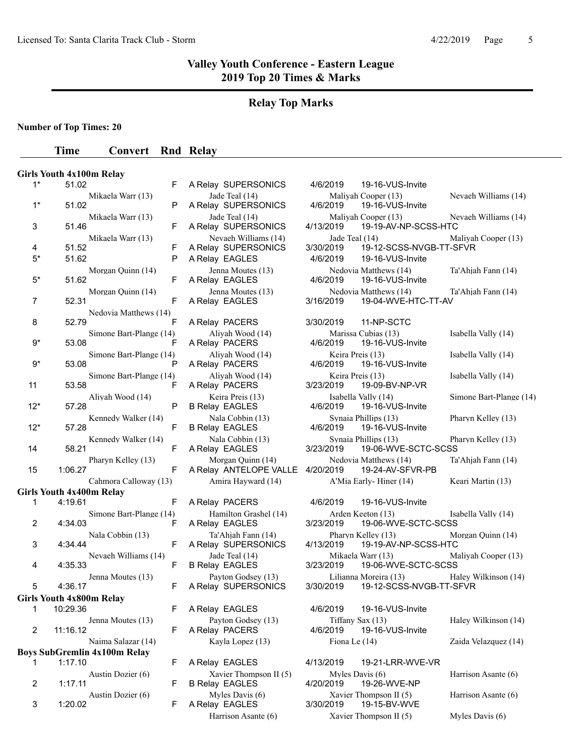# Valley Youth Conference - Eastern League
## 2019 Top 20 Times & Marks

### Relay Top Marks

**Number of Top Times: 20**

| | Time | Convert | Rnd | Relay | Date | Meet | |
|---|---|---|---|---|---|---|---|
| **Girls Youth 4x100m Relay** | | | | | | | |
| 1* | 51.02 | | F | A Relay SUPERSONICS | 4/6/2019 | 19-16-VUS-Invite | |
| | Mikaela Warr (13) | | | Jade Teal (14) | Maliyah Cooper (13) | | Nevaeh Williams (14) |
| 1* | 51.02 | | P | A Relay SUPERSONICS | 4/6/2019 | 19-16-VUS-Invite | |
| | Mikaela Warr (13) | | | Jade Teal (14) | Maliyah Cooper (13) | | Nevaeh Williams (14) |
| 3 | 51.46 | | F | A Relay SUPERSONICS | 4/13/2019 | 19-19-AV-NP-SCSS-HTC | |
| | Mikaela Warr (13) | | | Nevaeh Williams (14) | Jade Teal (14) | | Maliyah Cooper (13) |
| 4 | 51.52 | | F | A Relay SUPERSONICS | 3/30/2019 | 19-12-SCSS-NVGB-TT-SFVR | |
| 5* | 51.62 | | P | A Relay EAGLES | 4/6/2019 | 19-16-VUS-Invite | |
| | Morgan Quinn (14) | | | Jenna Moutes (13) | Nedovia Matthews (14) | | Ta'Ahjah Fann (14) |
| 5* | 51.62 | | F | A Relay EAGLES | 4/6/2019 | 19-16-VUS-Invite | |
| | Morgan Quinn (14) | | | Jenna Moutes (13) | Nedovia Matthews (14) | | Ta'Ahjah Fann (14) |
| 7 | 52.31 | | F | A Relay EAGLES | 3/16/2019 | 19-04-WVE-HTC-TT-AV | |
| | Nedovia Matthews (14) | | | | | | |
| 8 | 52.79 | | F | A Relay PACERS | 3/30/2019 | 11-NP-SCTC | |
| | Simone Bart-Plange (14) | | | Aliyah Wood (14) | Marissa Cubias (13) | | Isabella Vally (14) |
| 9* | 53.08 | | F | A Relay PACERS | 4/6/2019 | 19-16-VUS-Invite | |
| | Simone Bart-Plange (14) | | | Aliyah Wood (14) | Keira Preis (13) | | Isabella Vally (14) |
| 9* | 53.08 | | P | A Relay PACERS | 4/6/2019 | 19-16-VUS-Invite | |
| | Simone Bart-Plange (14) | | | Aliyah Wood (14) | Keira Preis (13) | | Isabella Vally (14) |
| 11 | 53.58 | | F | A Relay PACERS | 3/23/2019 | 19-09-BV-NP-VR | |
| | Aliyah Wood (14) | | | Keira Preis (13) | Isabella Vally (14) | | Simone Bart-Plange (14) |
| 12* | 57.28 | | P | B Relay EAGLES | 4/6/2019 | 19-16-VUS-Invite | |
| | Kennedy Walker (14) | | | Nala Cobbin (13) | Synaia Phillips (13) | | Pharyn Kelley (13) |
| 12* | 57.28 | | F | B Relay EAGLES | 4/6/2019 | 19-16-VUS-Invite | |
| | Kennedy Walker (14) | | | Nala Cobbin (13) | Synaia Phillips (13) | | Pharyn Kelley (13) |
| 14 | 58.21 | | F | A Relay EAGLES | 3/23/2019 | 19-06-WVE-SCTC-SCSS | |
| | Pharyn Kelley (13) | | | Morgan Quinn (14) | Nedovia Matthews (14) | | Ta'Ahjah Fann (14) |
| 15 | 1:06.27 | | F | A Relay ANTELOPE VALLE | 4/20/2019 | 19-24-AV-SFVR-PB | |
| | Cahmora Calloway (13) | | | Amira Hayward (14) | A'Mia Early- Hiner (14) | | Keari Martin (13) |
| **Girls Youth 4x400m Relay** | | | | | | | |
| 1 | 4:19.61 | | F | A Relay PACERS | 4/6/2019 | 19-16-VUS-Invite | |
| | Simone Bart-Plange (14) | | | Hamilton Grashel (14) | Arden Keeton (13) | | Isabella Vally (14) |
| 2 | 4:34.03 | | F | A Relay EAGLES | 3/23/2019 | 19-06-WVE-SCTC-SCSS | |
| | Nala Cobbin (13) | | | Ta'Ahjah Fann (14) | Pharyn Kelley (13) | | Morgan Quinn (14) |
| 3 | 4:34.44 | | F | A Relay SUPERSONICS | 4/13/2019 | 19-19-AV-NP-SCSS-HTC | |
| | Nevaeh Williams (14) | | | Jade Teal (14) | Mikaela Warr (13) | | Maliyah Cooper (13) |
| 4 | 4:35.33 | | F | B Relay EAGLES | 3/23/2019 | 19-06-WVE-SCTC-SCSS | |
| | Jenna Moutes (13) | | | Payton Godsey (13) | Lilianna Moreira (13) | | Haley Wilkinson (14) |
| 5 | 4:36.17 | | F | A Relay SUPERSONICS | 3/30/2019 | 19-12-SCSS-NVGB-TT-SFVR | |
| **Girls Youth 4x800m Relay** | | | | | | | |
| 1 | 10:29.36 | | F | A Relay EAGLES | 4/6/2019 | 19-16-VUS-Invite | |
| | Jenna Moutes (13) | | | Payton Godsey (13) | Tiffany Sax (13) | | Haley Wilkinson (14) |
| 2 | 11:16.12 | | F | A Relay PACERS | 4/6/2019 | 19-16-VUS-Invite | |
| | Naima Salazar (14) | | | Kayla Lopez (13) | Fiona Le (14) | | Zaida Velazquez (14) |
| **Boys SubGremlin 4x100m Relay** | | | | | | | |
| 1 | 1:17.10 | | F | A Relay EAGLES | 4/13/2019 | 19-21-LRR-WVE-VR | |
| | Austin Dozier (6) | | | Xavier Thompson II (5) | Myles Davis (6) | | Harrison Asante (6) |
| 2 | 1:17.11 | | F | B Relay EAGLES | 4/20/2019 | 19-26-WVE-NP | |
| | Austin Dozier (6) | | | Myles Davis (6) | Xavier Thompson II (5) | | Harrison Asante (6) |
| 3 | 1:20.02 | | F | A Relay EAGLES | 3/30/2019 | 19-15-BV-WVE | |
| | | | | Harrison Asante (6) | Xavier Thompson II (5) | | Myles Davis (6) |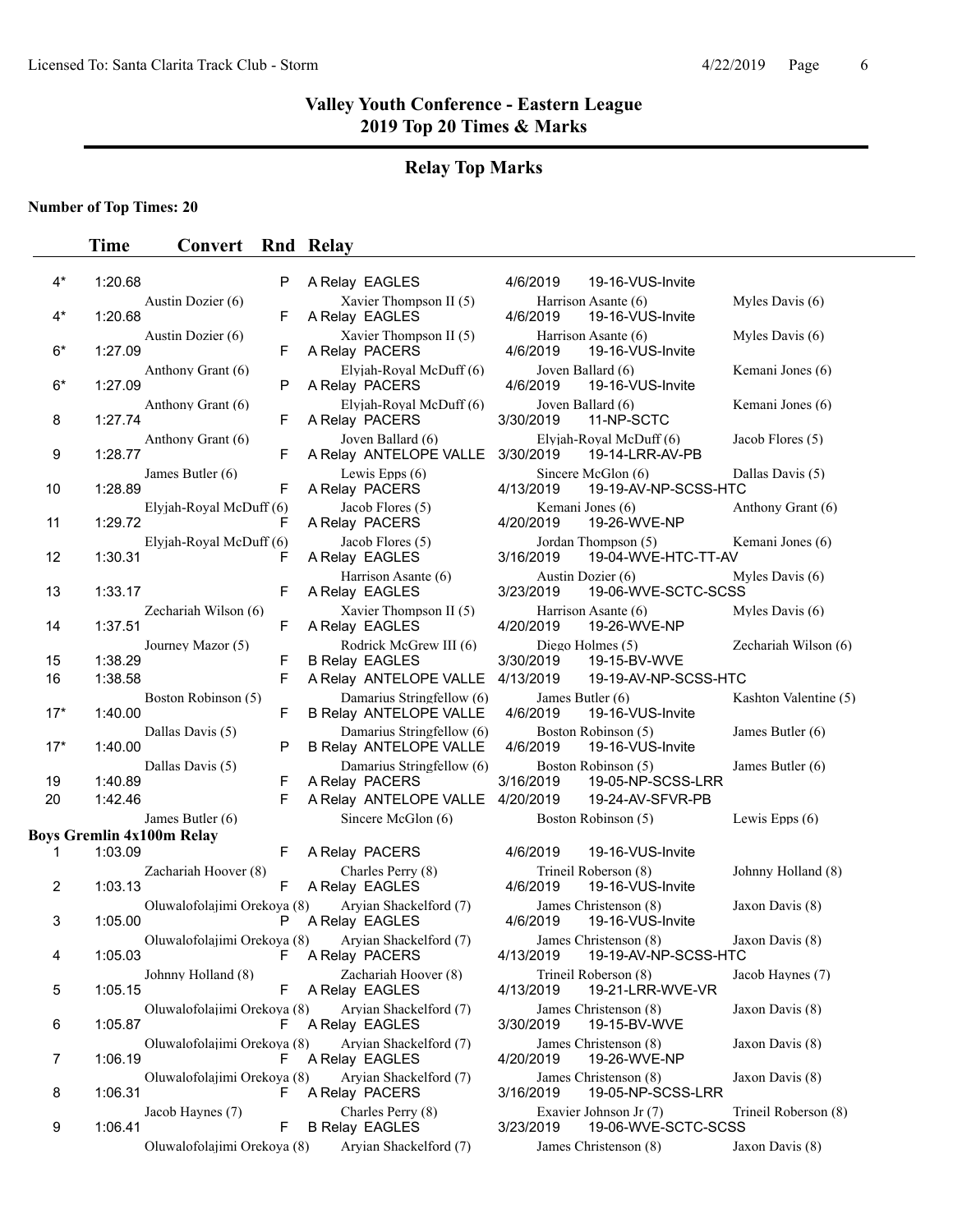# Valley Youth Conference - Eastern League
## 2019 Top 20 Times & Marks

### Relay Top Marks

**Number of Top Times: 20**

| | Time | Convert | Rnd | Relay | | | |
|---|---|---|---|---|---|---|---|
| 4* | 1:20.68 | | P | A Relay EAGLES | 4/6/2019 | 19-16-VUS-Invite | |
| | | Austin Dozier (6) | | Xavier Thompson II (5) | Harrison Asante (6) | | Myles Davis (6) |
| 4* | 1:20.68 | | F | A Relay EAGLES | 4/6/2019 | 19-16-VUS-Invite | |
| | | Austin Dozier (6) | | Xavier Thompson II (5) | Harrison Asante (6) | | Myles Davis (6) |
| 6* | 1:27.09 | | F | A Relay PACERS | 4/6/2019 | 19-16-VUS-Invite | |
| | | Anthony Grant (6) | | Elyjah-Royal McDuff (6) | Joven Ballard (6) | | Kemani Jones (6) |
| 6* | 1:27.09 | | P | A Relay PACERS | 4/6/2019 | 19-16-VUS-Invite | |
| | | Anthony Grant (6) | | Elyjah-Royal McDuff (6) | Joven Ballard (6) | | Kemani Jones (6) |
| 8 | 1:27.74 | | F | A Relay PACERS | 3/30/2019 | 11-NP-SCTC | |
| | | Anthony Grant (6) | | Joven Ballard (6) | Elyjah-Royal McDuff (6) | | Jacob Flores (5) |
| 9 | 1:28.77 | | F | A Relay ANTELOPE VALLE | 3/30/2019 | 19-14-LRR-AV-PB | |
| | | James Butler (6) | | Lewis Epps (6) | Sincere McGlon (6) | | Dallas Davis (5) |
| 10 | 1:28.89 | | F | A Relay PACERS | 4/13/2019 | 19-19-AV-NP-SCSS-HTC | |
| | | Elyjah-Royal McDuff (6) | | Jacob Flores (5) | Kemani Jones (6) | | Anthony Grant (6) |
| 11 | 1:29.72 | | F | A Relay PACERS | 4/20/2019 | 19-26-WVE-NP | |
| | | Elyjah-Royal McDuff (6) | | Jacob Flores (5) | Jordan Thompson (5) | | Kemani Jones (6) |
| 12 | 1:30.31 | | F | A Relay EAGLES | 3/16/2019 | 19-04-WVE-HTC-TT-AV | |
| | | | | Harrison Asante (6) | Austin Dozier (6) | | Myles Davis (6) |
| 13 | 1:33.17 | | F | A Relay EAGLES | 3/23/2019 | 19-06-WVE-SCTC-SCSS | |
| | | Zechariah Wilson (6) | | Xavier Thompson II (5) | Harrison Asante (6) | | Myles Davis (6) |
| 14 | 1:37.51 | | F | A Relay EAGLES | 4/20/2019 | 19-26-WVE-NP | |
| | | Journey Mazor (5) | | Rodrick McGrew III (6) | Diego Holmes (5) | | Zechariah Wilson (6) |
| 15 | 1:38.29 | | F | B Relay EAGLES | 3/30/2019 | 19-15-BV-WVE | |
| 16 | 1:38.58 | | F | A Relay ANTELOPE VALLE | 4/13/2019 | 19-19-AV-NP-SCSS-HTC | |
| | | Boston Robinson (5) | | Damarius Stringfellow (6) | James Butler (6) | | Kashton Valentine (5) |
| 17* | 1:40.00 | | F | B Relay ANTELOPE VALLE | 4/6/2019 | 19-16-VUS-Invite | |
| | | Dallas Davis (5) | | Damarius Stringfellow (6) | Boston Robinson (5) | | James Butler (6) |
| 17* | 1:40.00 | | P | B Relay ANTELOPE VALLE | 4/6/2019 | 19-16-VUS-Invite | |
| | | Dallas Davis (5) | | Damarius Stringfellow (6) | Boston Robinson (5) | | James Butler (6) |
| 19 | 1:40.89 | | F | A Relay PACERS | 3/16/2019 | 19-05-NP-SCSS-LRR | |
| 20 | 1:42.46 | | F | A Relay ANTELOPE VALLE | 4/20/2019 | 19-24-AV-SFVR-PB | |
| | | James Butler (6) | | Sincere McGlon (6) | Boston Robinson (5) | | Lewis Epps (6) |

**Boys Gremlin 4x100m Relay**

| | Time | Convert | Rnd | Relay | | | |
|---|---|---|---|---|---|---|---|
| 1 | 1:03.09 | | F | A Relay PACERS | 4/6/2019 | 19-16-VUS-Invite | |
| | | Zachariah Hoover (8) | | Charles Perry (8) | Trineil Roberson (8) | | Johnny Holland (8) |
| 2 | 1:03.13 | | F | A Relay EAGLES | 4/6/2019 | 19-16-VUS-Invite | |
| | | Oluwalofolajimi Orekoya (8) | | Aryian Shackelford (7) | James Christenson (8) | | Jaxon Davis (8) |
| 3 | 1:05.00 | | P | A Relay EAGLES | 4/6/2019 | 19-16-VUS-Invite | |
| | | Oluwalofolajimi Orekoya (8) | | Aryian Shackelford (7) | James Christenson (8) | | Jaxon Davis (8) |
| 4 | 1:05.03 | | F | A Relay PACERS | 4/13/2019 | 19-19-AV-NP-SCSS-HTC | |
| | | Johnny Holland (8) | | Zachariah Hoover (8) | Trineil Roberson (8) | | Jacob Haynes (7) |
| 5 | 1:05.15 | | F | A Relay EAGLES | 4/13/2019 | 19-21-LRR-WVE-VR | |
| | | Oluwalofolajimi Orekoya (8) | | Aryian Shackelford (7) | James Christenson (8) | | Jaxon Davis (8) |
| 6 | 1:05.87 | | F | A Relay EAGLES | 3/30/2019 | 19-15-BV-WVE | |
| | | Oluwalofolajimi Orekoya (8) | | Aryian Shackelford (7) | James Christenson (8) | | Jaxon Davis (8) |
| 7 | 1:06.19 | | F | A Relay EAGLES | 4/20/2019 | 19-26-WVE-NP | |
| | | Oluwalofolajimi Orekoya (8) | | Aryian Shackelford (7) | James Christenson (8) | | Jaxon Davis (8) |
| 8 | 1:06.31 | | F | A Relay PACERS | 3/16/2019 | 19-05-NP-SCSS-LRR | |
| | | Jacob Haynes (7) | | Charles Perry (8) | Exavier Johnson Jr (7) | | Trineil Roberson (8) |
| 9 | 1:06.41 | | F | B Relay EAGLES | 3/23/2019 | 19-06-WVE-SCTC-SCSS | |
| | | Oluwalofolajimi Orekoya (8) | | Aryian Shackelford (7) | James Christenson (8) | | Jaxon Davis (8) |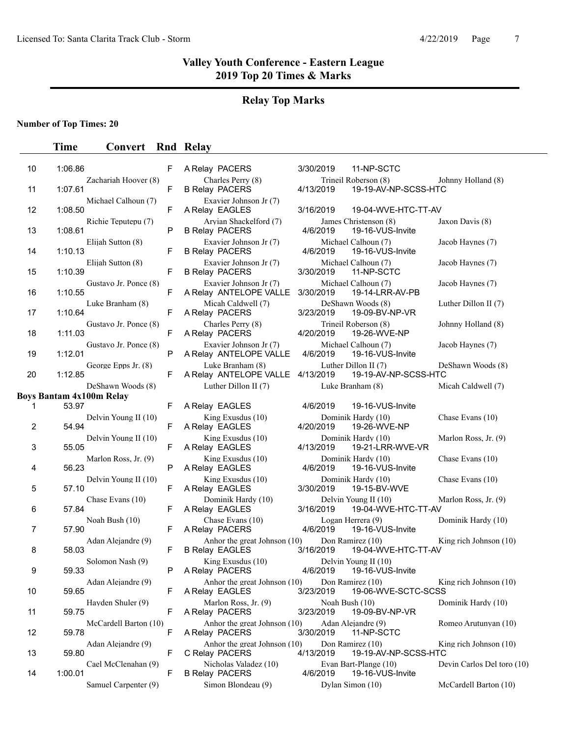# Valley Youth Conference - Eastern League
## 2019 Top 20 Times & Marks

### Relay Top Marks

**Number of Top Times: 20**

| | Time | Convert | Rnd | Relay | Date | Meet |
|---|---|---|---|---|---|---|
| 10 | 1:06.86 | | F | A Relay PACERS | 3/30/2019 | 11-NP-SCTC |
| | | Zachariah Hoover (8) | | Charles Perry (8) | Trineil Roberson (8) | Johnny Holland (8) |
| 11 | 1:07.61 | | F | B Relay PACERS | 4/13/2019 | 19-19-AV-NP-SCSS-HTC |
| | | Michael Calhoun (7) | | Exavier Johnson Jr (7) | | |
| 12 | 1:08.50 | | F | A Relay EAGLES | 3/16/2019 | 19-04-WVE-HTC-TT-AV |
| | | Richie Teputepu (7) | | Aryian Shackelford (7) | James Christenson (8) | Jaxon Davis (8) |
| 13 | 1:08.61 | | P | B Relay PACERS | 4/6/2019 | 19-16-VUS-Invite |
| | | Elijah Sutton (8) | | Exavier Johnson Jr (7) | Michael Calhoun (7) | Jacob Haynes (7) |
| 14 | 1:10.13 | | F | B Relay PACERS | 4/6/2019 | 19-16-VUS-Invite |
| | | Elijah Sutton (8) | | Exavier Johnson Jr (7) | Michael Calhoun (7) | Jacob Haynes (7) |
| 15 | 1:10.39 | | F | B Relay PACERS | 3/30/2019 | 11-NP-SCTC |
| | | Gustavo Jr. Ponce (8) | | Exavier Johnson Jr (7) | Michael Calhoun (7) | Jacob Haynes (7) |
| 16 | 1:10.55 | | F | A Relay ANTELOPE VALLE | 3/30/2019 | 19-14-LRR-AV-PB |
| | | Luke Branham (8) | | Micah Caldwell (7) | DeShawn Woods (8) | Luther Dillon II (7) |
| 17 | 1:10.64 | | F | A Relay PACERS | 3/23/2019 | 19-09-BV-NP-VR |
| | | Gustavo Jr. Ponce (8) | | Charles Perry (8) | Trineil Roberson (8) | Johnny Holland (8) |
| 18 | 1:11.03 | | F | A Relay PACERS | 4/20/2019 | 19-26-WVE-NP |
| | | Gustavo Jr. Ponce (8) | | Exavier Johnson Jr (7) | Michael Calhoun (7) | Jacob Haynes (7) |
| 19 | 1:12.01 | | P | A Relay ANTELOPE VALLE | 4/6/2019 | 19-16-VUS-Invite |
| | | George Epps Jr. (8) | | Luke Branham (8) | Luther Dillon II (7) | DeShawn Woods (8) |
| 20 | 1:12.85 | | F | A Relay ANTELOPE VALLE | 4/13/2019 | 19-19-AV-NP-SCSS-HTC |
| | | DeShawn Woods (8) | | Luther Dillon II (7) | Luke Branham (8) | Micah Caldwell (7) |

**Boys Bantam 4x100m Relay**

| | Time | Convert | Rnd | Relay | Date | Meet |
|---|---|---|---|---|---|---|
| 1 | 53.97 | | F | A Relay EAGLES | 4/6/2019 | 19-16-VUS-Invite |
| | | Delvin Young II (10) | | King Exusdus (10) | Dominik Hardy (10) | Chase Evans (10) |
| 2 | 54.94 | | F | A Relay EAGLES | 4/20/2019 | 19-26-WVE-NP |
| | | Delvin Young II (10) | | King Exusdus (10) | Dominik Hardy (10) | Marlon Ross, Jr. (9) |
| 3 | 55.05 | | F | A Relay EAGLES | 4/13/2019 | 19-21-LRR-WVE-VR |
| | | Marlon Ross, Jr. (9) | | King Exusdus (10) | Dominik Hardy (10) | Chase Evans (10) |
| 4 | 56.23 | | P | A Relay EAGLES | 4/6/2019 | 19-16-VUS-Invite |
| | | Delvin Young II (10) | | King Exusdus (10) | Dominik Hardy (10) | Chase Evans (10) |
| 5 | 57.10 | | F | A Relay EAGLES | 3/30/2019 | 19-15-BV-WVE |
| | | Chase Evans (10) | | Dominik Hardy (10) | Delvin Young II (10) | Marlon Ross, Jr. (9) |
| 6 | 57.84 | | F | A Relay EAGLES | 3/16/2019 | 19-04-WVE-HTC-TT-AV |
| | | Noah Bush (10) | | Chase Evans (10) | Logan Herrera (9) | Dominik Hardy (10) |
| 7 | 57.90 | | F | A Relay PACERS | 4/6/2019 | 19-16-VUS-Invite |
| | | Adan Alejandre (9) | | Anhor the great Johnson (10) | Don Ramirez (10) | King rich Johnson (10) |
| 8 | 58.03 | | F | B Relay EAGLES | 3/16/2019 | 19-04-WVE-HTC-TT-AV |
| | | Solomon Nash (9) | | King Exusdus (10) | Delvin Young II (10) | |
| 9 | 59.33 | | P | A Relay PACERS | 4/6/2019 | 19-16-VUS-Invite |
| | | Adan Alejandre (9) | | Anhor the great Johnson (10) | Don Ramirez (10) | King rich Johnson (10) |
| 10 | 59.65 | | F | A Relay EAGLES | 3/23/2019 | 19-06-WVE-SCTC-SCSS |
| | | Hayden Shuler (9) | | Marlon Ross, Jr. (9) | Noah Bush (10) | Dominik Hardy (10) |
| 11 | 59.75 | | F | A Relay PACERS | 3/23/2019 | 19-09-BV-NP-VR |
| | | McCardell Barton (10) | | Anhor the great Johnson (10) | Adan Alejandre (9) | Romeo Arutunyan (10) |
| 12 | 59.78 | | F | A Relay PACERS | 3/30/2019 | 11-NP-SCTC |
| | | Adan Alejandre (9) | | Anhor the great Johnson (10) | Don Ramirez (10) | King rich Johnson (10) |
| 13 | 59.80 | | F | C Relay PACERS | 4/13/2019 | 19-19-AV-NP-SCSS-HTC |
| | | Cael McClenahan (9) | | Nicholas Valadez (10) | Evan Bart-Plange (10) | Devin Carlos Del toro (10) |
| 14 | 1:00.01 | | F | B Relay PACERS | 4/6/2019 | 19-16-VUS-Invite |
| | | Samuel Carpenter (9) | | Simon Blondeau (9) | Dylan Simon (10) | McCardell Barton (10) |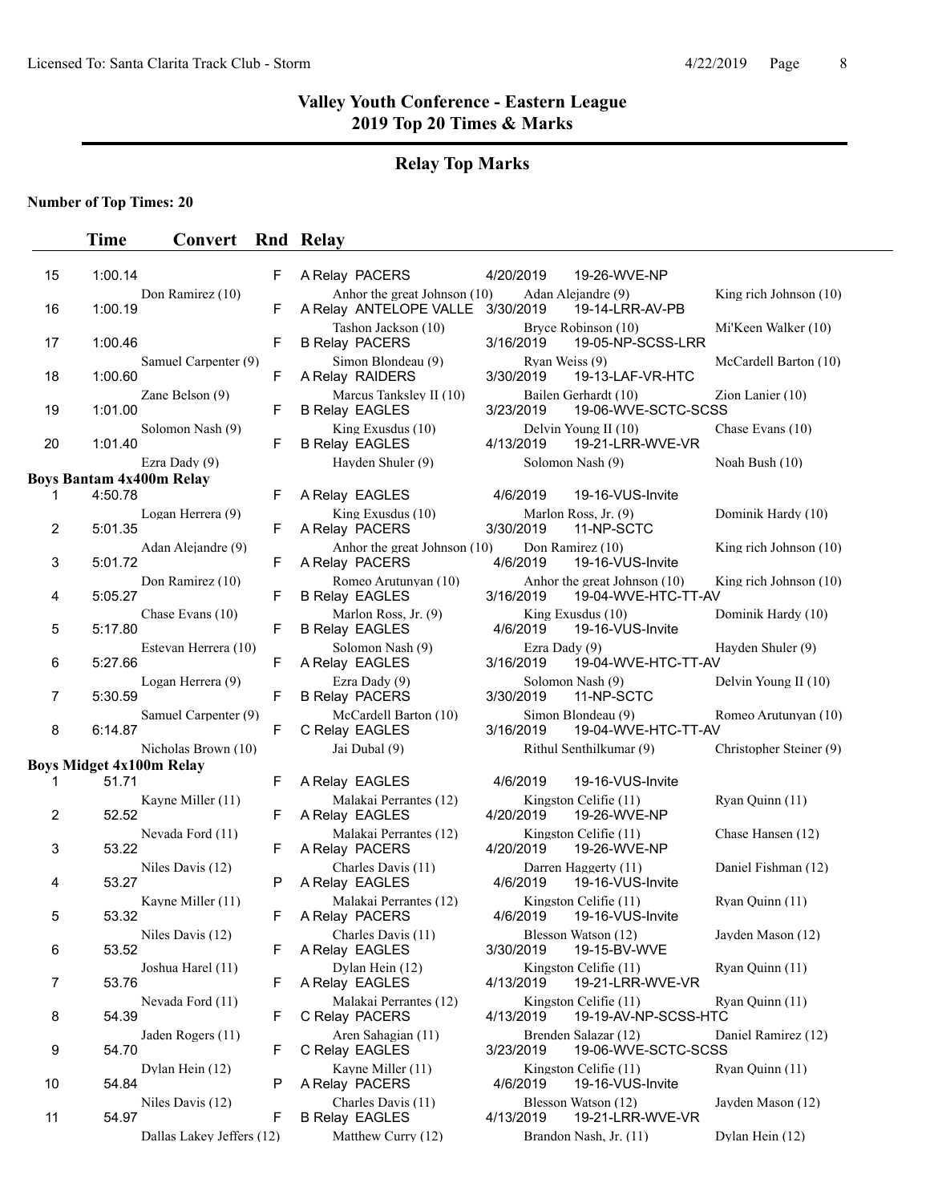# Valley Youth Conference - Eastern League
## 2019 Top 20 Times & Marks

### Relay Top Marks

**Number of Top Times: 20**

| | Time | Convert | Rnd | Relay | | | |
|---|---|---|---|---|---|---|---|
| 15 | 1:00.14 | | F | A Relay PACERS | 4/20/2019 | 19-26-WVE-NP | |
| | Don Ramirez (10) | | | Anhor the great Johnson (10) | Adan Alejandre (9) | | King rich Johnson (10) |
| 16 | 1:00.19 | | F | A Relay ANTELOPE VALLE | 3/30/2019 | 19-14-LRR-AV-PB | |
| | Tashon Jackson (10) | | | Bryce Robinson (10) | | | Mi'Keen Walker (10) |
| 17 | 1:00.46 | | F | B Relay PACERS | 3/16/2019 | 19-05-NP-SCSS-LRR | |
| | Samuel Carpenter (9) | | | Simon Blondeau (9) | Ryan Weiss (9) | | McCardell Barton (10) |
| 18 | 1:00.60 | | F | A Relay RAIDERS | 3/30/2019 | 19-13-LAF-VR-HTC | |
| | Zane Belson (9) | | | Marcus Tanksley II (10) | Bailen Gerhardt (10) | | Zion Lanier (10) |
| 19 | 1:01.00 | | F | B Relay EAGLES | 3/23/2019 | 19-06-WVE-SCTC-SCSS | |
| | Solomon Nash (9) | | | King Exusdus (10) | Delvin Young II (10) | | Chase Evans (10) |
| 20 | 1:01.40 | | F | B Relay EAGLES | 4/13/2019 | 19-21-LRR-WVE-VR | |
| | Ezra Dady (9) | | | Hayden Shuler (9) | Solomon Nash (9) | | Noah Bush (10) |

**Boys Bantam 4x400m Relay**

| | Time | Convert | Rnd | Relay | | | |
|---|---|---|---|---|---|---|---|
| 1 | 4:50.78 | | F | A Relay EAGLES | 4/6/2019 | 19-16-VUS-Invite | |
| | Logan Herrera (9) | | | King Exusdus (10) | Marlon Ross, Jr. (9) | | Dominik Hardy (10) |
| 2 | 5:01.35 | | F | A Relay PACERS | 3/30/2019 | 11-NP-SCTC | |
| | Adan Alejandre (9) | | | Anhor the great Johnson (10) | Don Ramirez (10) | | King rich Johnson (10) |
| 3 | 5:01.72 | | F | A Relay PACERS | 4/6/2019 | 19-16-VUS-Invite | |
| | Don Ramirez (10) | | | Romeo Arutunyan (10) | Anhor the great Johnson (10) | | King rich Johnson (10) |
| 4 | 5:05.27 | | F | B Relay EAGLES | 3/16/2019 | 19-04-WVE-HTC-TT-AV | |
| | Chase Evans (10) | | | Marlon Ross, Jr. (9) | King Exusdus (10) | | Dominik Hardy (10) |
| 5 | 5:17.80 | | F | B Relay EAGLES | 4/6/2019 | 19-16-VUS-Invite | |
| | Estevan Herrera (10) | | | Solomon Nash (9) | Ezra Dady (9) | | Hayden Shuler (9) |
| 6 | 5:27.66 | | F | A Relay EAGLES | 3/16/2019 | 19-04-WVE-HTC-TT-AV | |
| | Logan Herrera (9) | | | Ezra Dady (9) | Solomon Nash (9) | | Delvin Young II (10) |
| 7 | 5:30.59 | | F | B Relay PACERS | 3/30/2019 | 11-NP-SCTC | |
| | Samuel Carpenter (9) | | | McCardell Barton (10) | Simon Blondeau (9) | | Romeo Arutunyan (10) |
| 8 | 6:14.87 | | F | C Relay EAGLES | 3/16/2019 | 19-04-WVE-HTC-TT-AV | |
| | Nicholas Brown (10) | | | Jai Dubal (9) | Rithul Senthilkumar (9) | | Christopher Steiner (9) |

**Boys Midget 4x100m Relay**

| | Time | Convert | Rnd | Relay | | | |
|---|---|---|---|---|---|---|---|
| 1 | 51.71 | | F | A Relay EAGLES | 4/6/2019 | 19-16-VUS-Invite | |
| | Kayne Miller (11) | | | Malakai Perrantes (12) | Kingston Celifie (11) | | Ryan Quinn (11) |
| 2 | 52.52 | | F | A Relay EAGLES | 4/20/2019 | 19-26-WVE-NP | |
| | Nevada Ford (11) | | | Malakai Perrantes (12) | Kingston Celifie (11) | | Chase Hansen (12) |
| 3 | 53.22 | | F | A Relay PACERS | 4/20/2019 | 19-26-WVE-NP | |
| | Niles Davis (12) | | | Charles Davis (11) | Darren Haggerty (11) | | Daniel Fishman (12) |
| 4 | 53.27 | | P | A Relay EAGLES | 4/6/2019 | 19-16-VUS-Invite | |
| | Kayne Miller (11) | | | Malakai Perrantes (12) | Kingston Celifie (11) | | Ryan Quinn (11) |
| 5 | 53.32 | | F | A Relay PACERS | 4/6/2019 | 19-16-VUS-Invite | |
| | Niles Davis (12) | | | Charles Davis (11) | Blesson Watson (12) | | Jayden Mason (12) |
| 6 | 53.52 | | F | A Relay EAGLES | 3/30/2019 | 19-15-BV-WVE | |
| | Joshua Harel (11) | | | Dylan Hein (12) | Kingston Celifie (11) | | Ryan Quinn (11) |
| 7 | 53.76 | | F | A Relay EAGLES | 4/13/2019 | 19-21-LRR-WVE-VR | |
| | Nevada Ford (11) | | | Malakai Perrantes (12) | Kingston Celifie (11) | | Ryan Quinn (11) |
| 8 | 54.39 | | F | C Relay PACERS | 4/13/2019 | 19-19-AV-NP-SCSS-HTC | |
| | Jaden Rogers (11) | | | Aren Sahagian (11) | Brenden Salazar (12) | | Daniel Ramirez (12) |
| 9 | 54.70 | | F | C Relay EAGLES | 3/23/2019 | 19-06-WVE-SCTC-SCSS | |
| | Dylan Hein (12) | | | Kayne Miller (11) | Kingston Celifie (11) | | Ryan Quinn (11) |
| 10 | 54.84 | | P | A Relay PACERS | 4/6/2019 | 19-16-VUS-Invite | |
| | Niles Davis (12) | | | Charles Davis (11) | Blesson Watson (12) | | Jayden Mason (12) |
| 11 | 54.97 | | F | B Relay EAGLES | 4/13/2019 | 19-21-LRR-WVE-VR | |
| | Dallas Lakey Jeffers (12) | | | Matthew Curry (12) | Brandon Nash, Jr. (11) | | Dylan Hein (12) |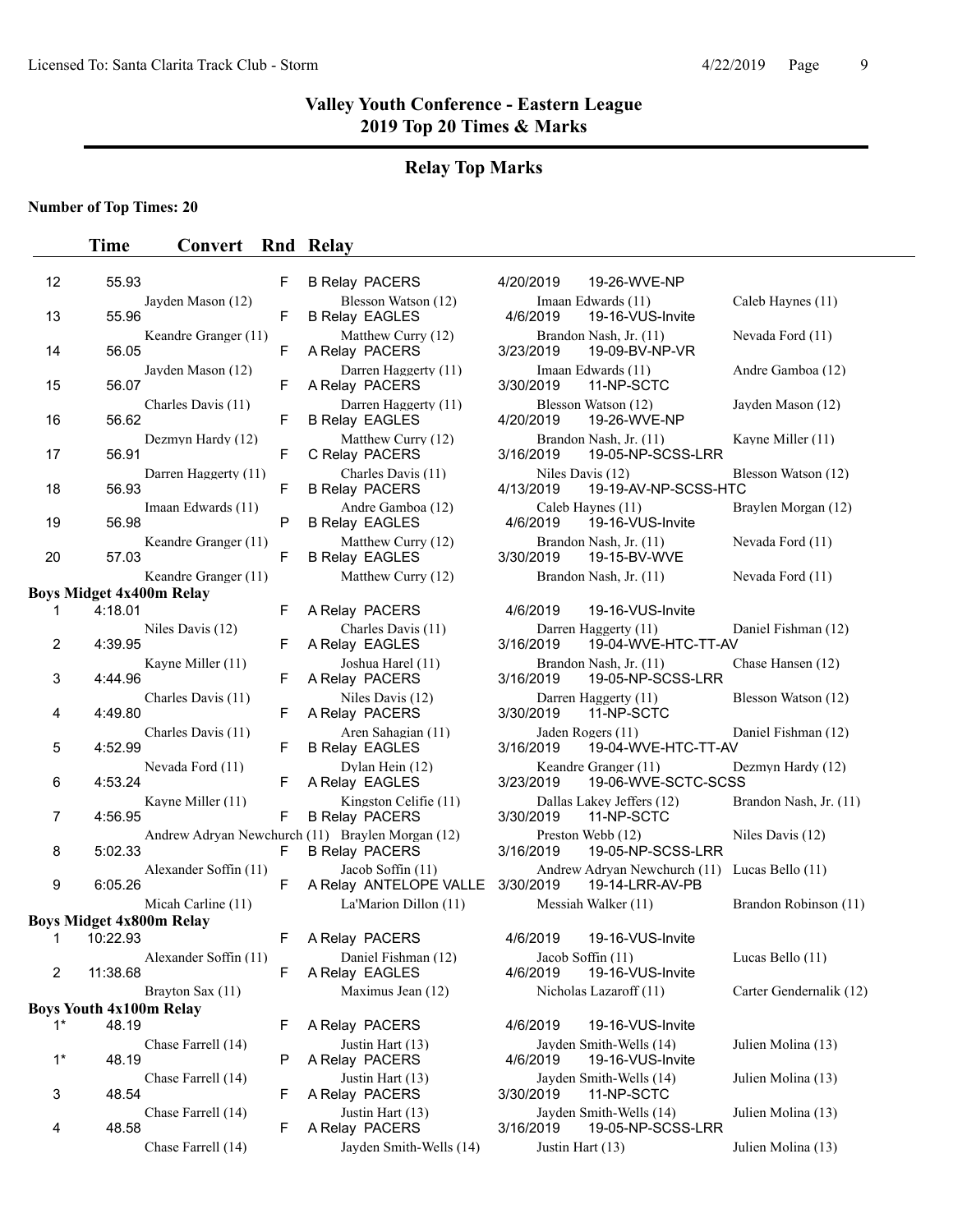# Valley Youth Conference - Eastern League
## 2019 Top 20 Times & Marks

### Relay Top Marks

**Number of Top Times: 20**

| | Time | Convert | Rnd | Relay | | | |
|---|---|---|---|---|---|---|---|
| 12 | 55.93 | | F | B Relay PACERS | 4/20/2019 | 19-26-WVE-NP | |
| | Jayden Mason (12) | | | Blesson Watson (12) | Imaan Edwards (11) | | Caleb Haynes (11) |
| 13 | 55.96 | | F | B Relay EAGLES | 4/6/2019 | 19-16-VUS-Invite | |
| | Keandre Granger (11) | | | Matthew Curry (12) | Brandon Nash, Jr. (11) | | Nevada Ford (11) |
| 14 | 56.05 | | F | A Relay PACERS | 3/23/2019 | 19-09-BV-NP-VR | |
| | Jayden Mason (12) | | | Darren Haggerty (11) | Imaan Edwards (11) | | Andre Gamboa (12) |
| 15 | 56.07 | | F | A Relay PACERS | 3/30/2019 | 11-NP-SCTC | |
| | Charles Davis (11) | | | Darren Haggerty (11) | Blesson Watson (12) | | Jayden Mason (12) |
| 16 | 56.62 | | F | B Relay EAGLES | 4/20/2019 | 19-26-WVE-NP | |
| | Dezmyn Hardy (12) | | | Matthew Curry (12) | Brandon Nash, Jr. (11) | | Kayne Miller (11) |
| 17 | 56.91 | | F | C Relay PACERS | 3/16/2019 | 19-05-NP-SCSS-LRR | |
| | Darren Haggerty (11) | | | Charles Davis (11) | Niles Davis (12) | | Blesson Watson (12) |
| 18 | 56.93 | | F | B Relay PACERS | 4/13/2019 | 19-19-AV-NP-SCSS-HTC | |
| | Imaan Edwards (11) | | | Andre Gamboa (12) | Caleb Haynes (11) | | Braylen Morgan (12) |
| 19 | 56.98 | | P | B Relay EAGLES | 4/6/2019 | 19-16-VUS-Invite | |
| | Keandre Granger (11) | | | Matthew Curry (12) | Brandon Nash, Jr. (11) | | Nevada Ford (11) |
| 20 | 57.03 | | F | B Relay EAGLES | 3/30/2019 | 19-15-BV-WVE | |
| | Keandre Granger (11) | | | Matthew Curry (12) | Brandon Nash, Jr. (11) | | Nevada Ford (11) |
| **Boys Midget 4x400m Relay** | | | | | | | |
| 1 | 4:18.01 | | F | A Relay PACERS | 4/6/2019 | 19-16-VUS-Invite | |
| | Niles Davis (12) | | | Charles Davis (11) | Darren Haggerty (11) | | Daniel Fishman (12) |
| 2 | 4:39.95 | | F | A Relay EAGLES | 3/16/2019 | 19-04-WVE-HTC-TT-AV | |
| | Kayne Miller (11) | | | Joshua Harel (11) | Brandon Nash, Jr. (11) | | Chase Hansen (12) |
| 3 | 4:44.96 | | F | A Relay PACERS | 3/16/2019 | 19-05-NP-SCSS-LRR | |
| | Charles Davis (11) | | | Niles Davis (12) | Darren Haggerty (11) | | Blesson Watson (12) |
| 4 | 4:49.80 | | F | A Relay PACERS | 3/30/2019 | 11-NP-SCTC | |
| | Charles Davis (11) | | | Aren Sahagian (11) | Jaden Rogers (11) | | Daniel Fishman (12) |
| 5 | 4:52.99 | | F | B Relay EAGLES | 3/16/2019 | 19-04-WVE-HTC-TT-AV | |
| | Nevada Ford (11) | | | Dylan Hein (12) | Keandre Granger (11) | | Dezmyn Hardy (12) |
| 6 | 4:53.24 | | F | A Relay EAGLES | 3/23/2019 | 19-06-WVE-SCTC-SCSS | |
| | Kayne Miller (11) | | | Kingston Celifie (11) | Dallas Lakey Jeffers (12) | | Brandon Nash, Jr. (11) |
| 7 | 4:56.95 | | F | B Relay PACERS | 3/30/2019 | 11-NP-SCTC | |
| | Andrew Adryan Newchurch (11) | | | Braylen Morgan (12) | Preston Webb (12) | | Niles Davis (12) |
| 8 | 5:02.33 | | F | B Relay PACERS | 3/16/2019 | 19-05-NP-SCSS-LRR | |
| | Alexander Soffin (11) | | | Jacob Soffin (11) | Andrew Adryan Newchurch (11) | | Lucas Bello (11) |
| 9 | 6:05.26 | | F | A Relay ANTELOPE VALLE | 3/30/2019 | 19-14-LRR-AV-PB | |
| | Micah Carline (11) | | | La'Marion Dillon (11) | Messiah Walker (11) | | Brandon Robinson (11) |
| **Boys Midget 4x800m Relay** | | | | | | | |
| 1 | 10:22.93 | | F | A Relay PACERS | 4/6/2019 | 19-16-VUS-Invite | |
| | Alexander Soffin (11) | | | Daniel Fishman (12) | Jacob Soffin (11) | | Lucas Bello (11) |
| 2 | 11:38.68 | | F | A Relay EAGLES | 4/6/2019 | 19-16-VUS-Invite | |
| | Brayton Sax (11) | | | Maximus Jean (12) | Nicholas Lazaroff (11) | | Carter Gendernalik (12) |
| **Boys Youth 4x100m Relay** | | | | | | | |
| 1* | 48.19 | | F | A Relay PACERS | 4/6/2019 | 19-16-VUS-Invite | |
| | Chase Farrell (14) | | | Justin Hart (13) | Jayden Smith-Wells (14) | | Julien Molina (13) |
| 1* | 48.19 | | P | A Relay PACERS | 4/6/2019 | 19-16-VUS-Invite | |
| | Chase Farrell (14) | | | Justin Hart (13) | Jayden Smith-Wells (14) | | Julien Molina (13) |
| 3 | 48.54 | | F | A Relay PACERS | 3/30/2019 | 11-NP-SCTC | |
| | Chase Farrell (14) | | | Justin Hart (13) | Jayden Smith-Wells (14) | | Julien Molina (13) |
| 4 | 48.58 | | F | A Relay PACERS | 3/16/2019 | 19-05-NP-SCSS-LRR | |
| | Chase Farrell (14) | | | Jayden Smith-Wells (14) | Justin Hart (13) | | Julien Molina (13) |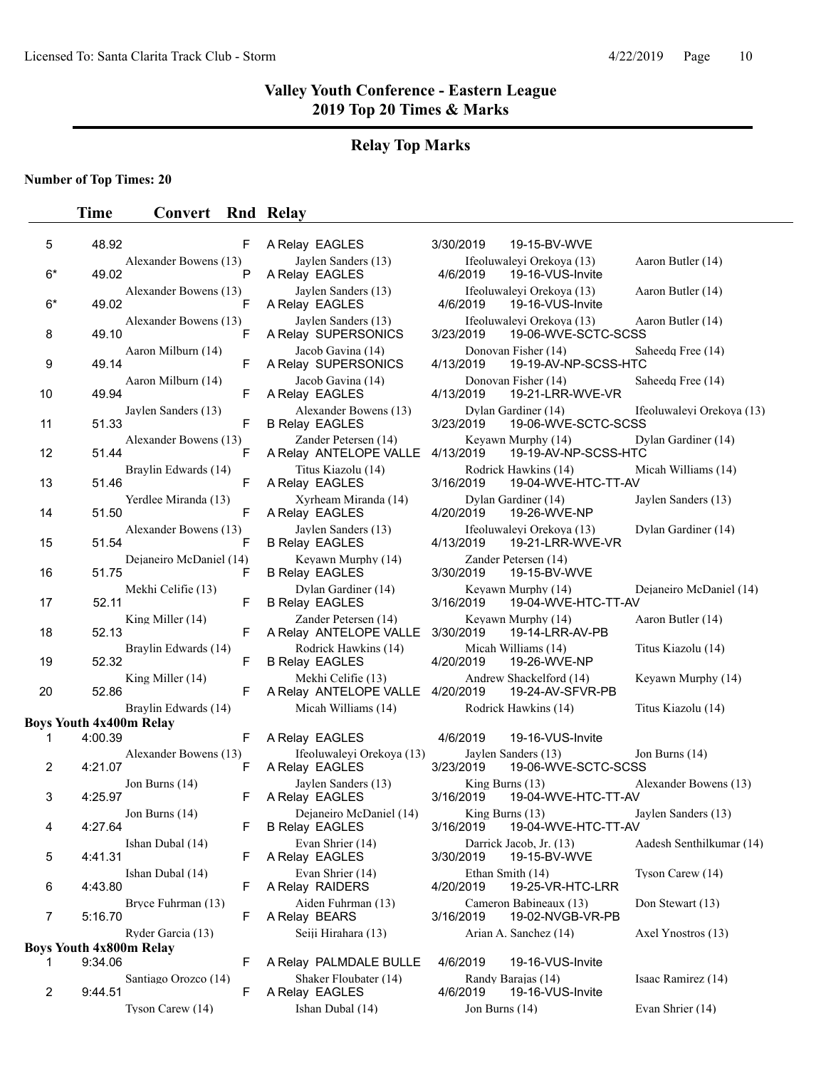# Valley Youth Conference - Eastern League
## 2019 Top 20 Times & Marks

### Relay Top Marks

**Number of Top Times: 20**

| | Time | Convert | Rnd | Relay | | | |
|---|---|---|---|---|---|---|---|
| 5 | 48.92 | | F | A Relay EAGLES | 3/30/2019 | 19-15-BV-WVE | |
| | Alexander Bowens (13) | | | Jaylen Sanders (13) | Ifeoluwaleyi Orekoya (13) | | Aaron Butler (14) |
| 6* | 49.02 | | P | A Relay EAGLES | 4/6/2019 | 19-16-VUS-Invite | |
| | Alexander Bowens (13) | | | Jaylen Sanders (13) | Ifeoluwaleyi Orekoya (13) | | Aaron Butler (14) |
| 6* | 49.02 | | F | A Relay EAGLES | 4/6/2019 | 19-16-VUS-Invite | |
| | Alexander Bowens (13) | | | Jaylen Sanders (13) | Ifeoluwaleyi Orekoya (13) | | Aaron Butler (14) |
| 8 | 49.10 | | F | A Relay SUPERSONICS | 3/23/2019 | 19-06-WVE-SCTC-SCSS | |
| | Aaron Milburn (14) | | | Jacob Gavina (14) | Donovan Fisher (14) | | Saheedq Free (14) |
| 9 | 49.14 | | F | A Relay SUPERSONICS | 4/13/2019 | 19-19-AV-NP-SCSS-HTC | |
| | Aaron Milburn (14) | | | Jacob Gavina (14) | Donovan Fisher (14) | | Saheedq Free (14) |
| 10 | 49.94 | | F | A Relay EAGLES | 4/13/2019 | 19-21-LRR-WVE-VR | |
| | Jaylen Sanders (13) | | | Alexander Bowens (13) | Dylan Gardiner (14) | | Ifeoluwaleyi Orekoya (13) |
| 11 | 51.33 | | F | B Relay EAGLES | 3/23/2019 | 19-06-WVE-SCTC-SCSS | |
| | Alexander Bowens (13) | | | Zander Petersen (14) | Keyawn Murphy (14) | | Dylan Gardiner (14) |
| 12 | 51.44 | | F | A Relay ANTELOPE VALLE | 4/13/2019 | 19-19-AV-NP-SCSS-HTC | |
| | Braylin Edwards (14) | | | Titus Kiazolu (14) | Rodrick Hawkins (14) | | Micah Williams (14) |
| 13 | 51.46 | | F | A Relay EAGLES | 3/16/2019 | 19-04-WVE-HTC-TT-AV | |
| | Yerdlee Miranda (13) | | | Xyrheam Miranda (14) | Dylan Gardiner (14) | | Jaylen Sanders (13) |
| 14 | 51.50 | | F | A Relay EAGLES | 4/20/2019 | 19-26-WVE-NP | |
| | Alexander Bowens (13) | | | Jaylen Sanders (13) | Ifeoluwaleyi Orekoya (13) | | Dylan Gardiner (14) |
| 15 | 51.54 | | F | B Relay EAGLES | 4/13/2019 | 19-21-LRR-WVE-VR | |
| | Dejaneiro McDaniel (14) | | | Keyawn Murphy (14) | Zander Petersen (14) | | |
| 16 | 51.75 | | F | B Relay EAGLES | 3/30/2019 | 19-15-BV-WVE | |
| | Mekhi Celifie (13) | | | Dylan Gardiner (14) | Keyawn Murphy (14) | | Dejaneiro McDaniel (14) |
| 17 | 52.11 | | F | B Relay EAGLES | 3/16/2019 | 19-04-WVE-HTC-TT-AV | |
| | King Miller (14) | | | Zander Petersen (14) | Keyawn Murphy (14) | | Aaron Butler (14) |
| 18 | 52.13 | | F | A Relay ANTELOPE VALLE | 3/30/2019 | 19-14-LRR-AV-PB | |
| | Braylin Edwards (14) | | | Rodrick Hawkins (14) | Micah Williams (14) | | Titus Kiazolu (14) |
| 19 | 52.32 | | F | B Relay EAGLES | 4/20/2019 | 19-26-WVE-NP | |
| | King Miller (14) | | | Mekhi Celifie (13) | Andrew Shackelford (14) | | Keyawn Murphy (14) |
| 20 | 52.86 | | F | A Relay ANTELOPE VALLE | 4/20/2019 | 19-24-AV-SFVR-PB | |
| | Braylin Edwards (14) | | | Micah Williams (14) | Rodrick Hawkins (14) | | Titus Kiazolu (14) |
| **Boys Youth 4x400m Relay** | | | | | | | |
| 1 | 4:00.39 | | F | A Relay EAGLES | 4/6/2019 | 19-16-VUS-Invite | |
| | Alexander Bowens (13) | | | Ifeoluwaleyi Orekoya (13) | Jaylen Sanders (13) | | Jon Burns (14) |
| 2 | 4:21.07 | | F | A Relay EAGLES | 3/23/2019 | 19-06-WVE-SCTC-SCSS | |
| | Jon Burns (14) | | | Jaylen Sanders (13) | King Burns (13) | | Alexander Bowens (13) |
| 3 | 4:25.97 | | F | A Relay EAGLES | 3/16/2019 | 19-04-WVE-HTC-TT-AV | |
| | Jon Burns (14) | | | Dejaneiro McDaniel (14) | King Burns (13) | | Jaylen Sanders (13) |
| 4 | 4:27.64 | | F | B Relay EAGLES | 3/16/2019 | 19-04-WVE-HTC-TT-AV | |
| | Ishan Dubal (14) | | | Evan Shrier (14) | Darrick Jacob, Jr. (13) | | Aadesh Senthilkumar (14) |
| 5 | 4:41.31 | | F | A Relay EAGLES | 3/30/2019 | 19-15-BV-WVE | |
| | Ishan Dubal (14) | | | Evan Shrier (14) | Ethan Smith (14) | | Tyson Carew (14) |
| 6 | 4:43.80 | | F | A Relay RAIDERS | 4/20/2019 | 19-25-VR-HTC-LRR | |
| | Bryce Fuhrman (13) | | | Aiden Fuhrman (13) | Cameron Babineaux (13) | | Don Stewart (13) |
| 7 | 5:16.70 | | F | A Relay BEARS | 3/16/2019 | 19-02-NVGB-VR-PB | |
| | Ryder Garcia (13) | | | Seiji Hirahara (13) | Arian A. Sanchez (14) | | Axel Ynostros (13) |
| **Boys Youth 4x800m Relay** | | | | | | | |
| 1 | 9:34.06 | | F | A Relay PALMDALE BULLE | 4/6/2019 | 19-16-VUS-Invite | |
| | Santiago Orozco (14) | | | Shaker Floubater (14) | Randy Barajas (14) | | Isaac Ramirez (14) |
| 2 | 9:44.51 | | F | A Relay EAGLES | 4/6/2019 | 19-16-VUS-Invite | |
| | Tyson Carew (14) | | | Ishan Dubal (14) | Jon Burns (14) | | Evan Shrier (14) |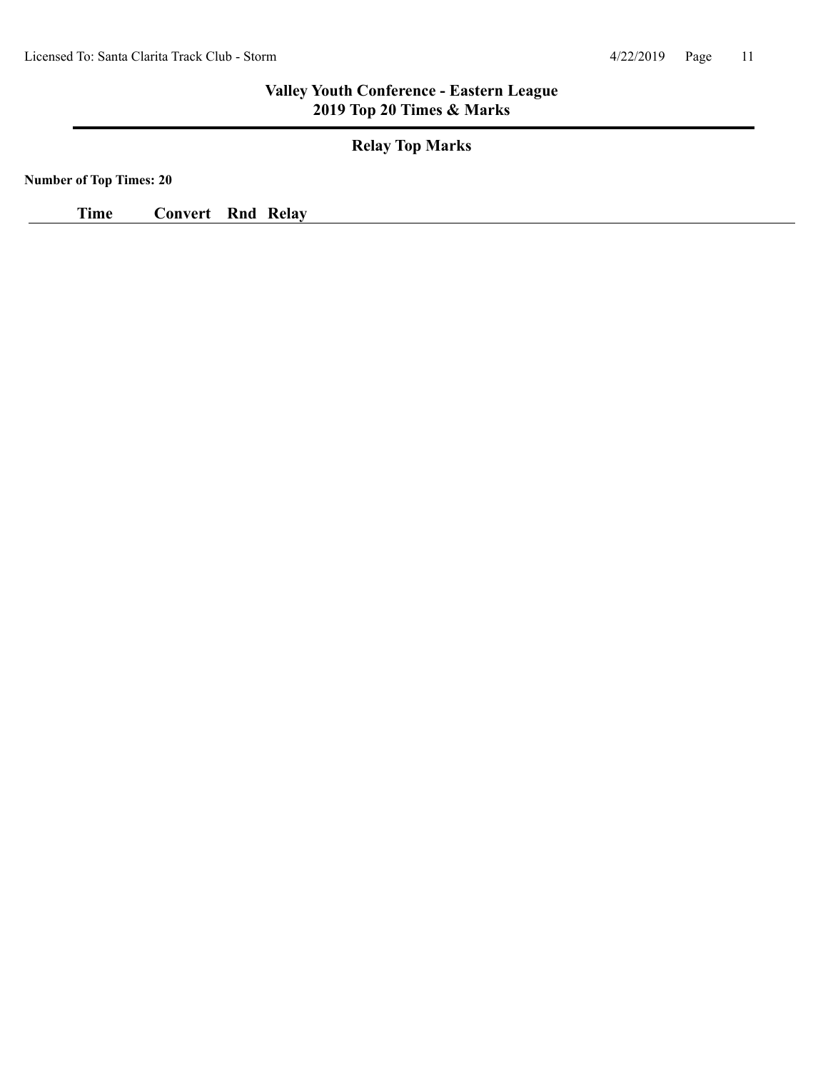# Valley Youth Conference - Eastern League
## 2019 Top 20 Times & Marks

### Relay Top Marks

**Number of Top Times: 20**

| Time | Convert | Rnd | Relay |
|---|---|---|---|